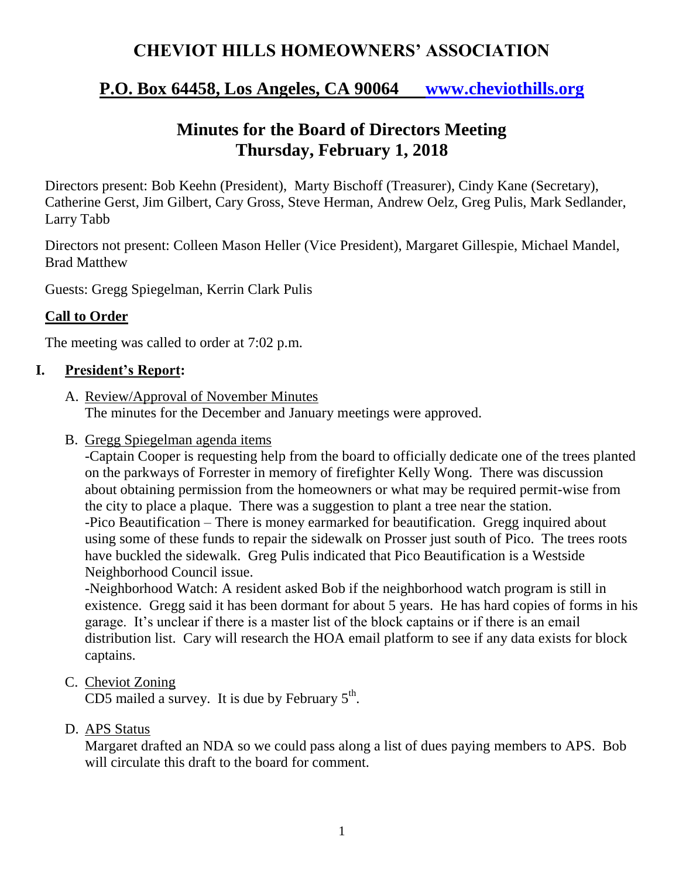# CHEVIOT HILLS HOMEOWNERS' ASSOCIATION

## P.O. Box 64458, Los Angeles, CA 90064 www.cheviothills.org

## Minutes for the Board of Directors Meeting
## Thursday, February 1, 2018

Directors present: Bob Keehn (President), Marty Bischoff (Treasurer), Cindy Kane (Secretary), Catherine Gerst, Jim Gilbert, Cary Gross, Steve Herman, Andrew Oelz, Greg Pulis, Mark Sedlander, Larry Tabb

Directors not present: Colleen Mason Heller (Vice President), Margaret Gillespie, Michael Mandel, Brad Matthew

Guests: Gregg Spiegelman, Kerrin Clark Pulis

### Call to Order

The meeting was called to order at 7:02 p.m.

### I. President's Report:

A. Review/Approval of November Minutes
The minutes for the December and January meetings were approved.

B. Gregg Spiegelman agenda items
-Captain Cooper is requesting help from the board to officially dedicate one of the trees planted on the parkways of Forrester in memory of firefighter Kelly Wong. There was discussion about obtaining permission from the homeowners or what may be required permit-wise from the city to place a plaque. There was a suggestion to plant a tree near the station.
-Pico Beautification – There is money earmarked for beautification. Gregg inquired about using some of these funds to repair the sidewalk on Prosser just south of Pico. The trees roots have buckled the sidewalk. Greg Pulis indicated that Pico Beautification is a Westside Neighborhood Council issue.
-Neighborhood Watch: A resident asked Bob if the neighborhood watch program is still in existence. Gregg said it has been dormant for about 5 years. He has hard copies of forms in his garage. It's unclear if there is a master list of the block captains or if there is an email distribution list. Cary will research the HOA email platform to see if any data exists for block captains.

C. Cheviot Zoning
CD5 mailed a survey. It is due by February 5th.

D. APS Status
Margaret drafted an NDA so we could pass along a list of dues paying members to APS. Bob will circulate this draft to the board for comment.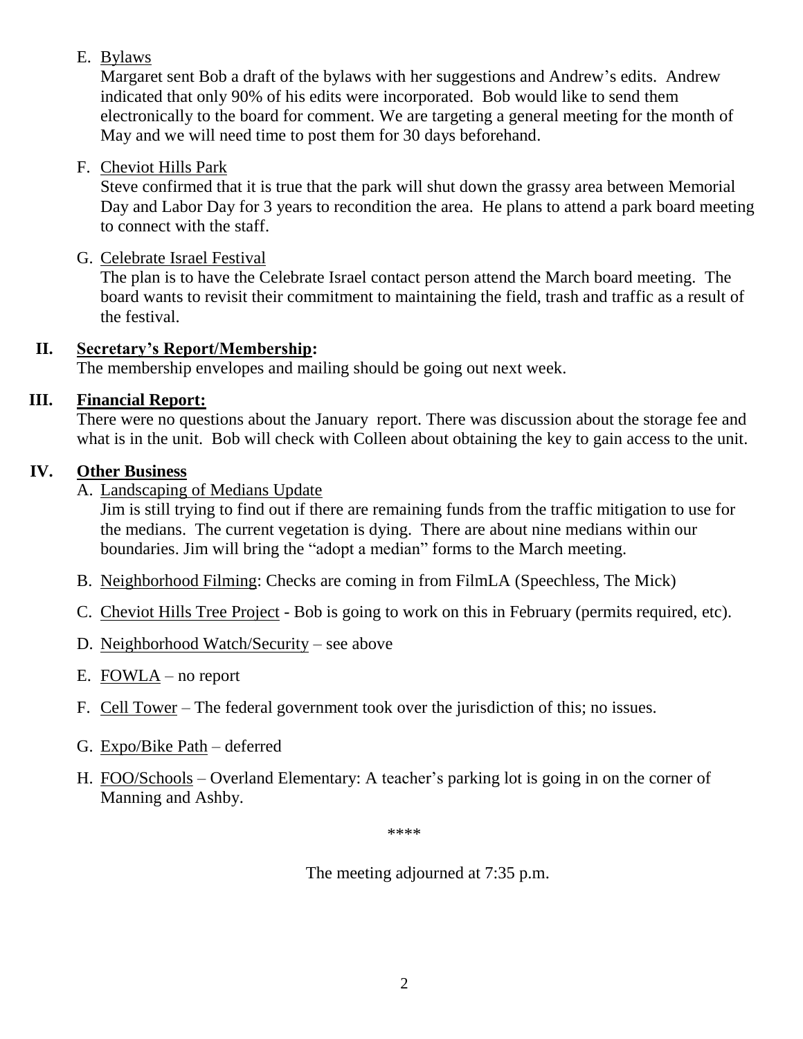E. <u>Bylaws</u>
   Margaret sent Bob a draft of the bylaws with her suggestions and Andrew's edits. Andrew indicated that only 90% of his edits were incorporated. Bob would like to send them electronically to the board for comment. We are targeting a general meeting for the month of May and we will need time to post them for 30 days beforehand.

F. <u>Cheviot Hills Park</u>
   Steve confirmed that it is true that the park will shut down the grassy area between Memorial Day and Labor Day for 3 years to recondition the area. He plans to attend a park board meeting to connect with the staff.

G. <u>Celebrate Israel Festival</u>
   The plan is to have the Celebrate Israel contact person attend the March board meeting. The board wants to revisit their commitment to maintaining the field, trash and traffic as a result of the festival.

## II. **<u>Secretary's Report/Membership</u>:**

The membership envelopes and mailing should be going out next week.

## III. **<u>Financial Report:</u>**

There were no questions about the January report. There was discussion about the storage fee and what is in the unit. Bob will check with Colleen about obtaining the key to gain access to the unit.

## IV. **<u>Other Business</u>**

A. <u>Landscaping of Medians Update</u>
   Jim is still trying to find out if there are remaining funds from the traffic mitigation to use for the medians. The current vegetation is dying. There are about nine medians within our boundaries. Jim will bring the "adopt a median" forms to the March meeting.

B. <u>Neighborhood Filming</u>: Checks are coming in from FilmLA (Speechless, The Mick)

C. <u>Cheviot Hills Tree Project</u> - Bob is going to work on this in February (permits required, etc).

D. <u>Neighborhood Watch/Security</u> – see above

E. <u>FOWLA</u> – no report

F. <u>Cell Tower</u> – The federal government took over the jurisdiction of this; no issues.

G. <u>Expo/Bike Path</u> – deferred

H. <u>FOO/Schools</u> – Overland Elementary: A teacher's parking lot is going in on the corner of Manning and Ashby.

\*\*\*\*

The meeting adjourned at 7:35 p.m.